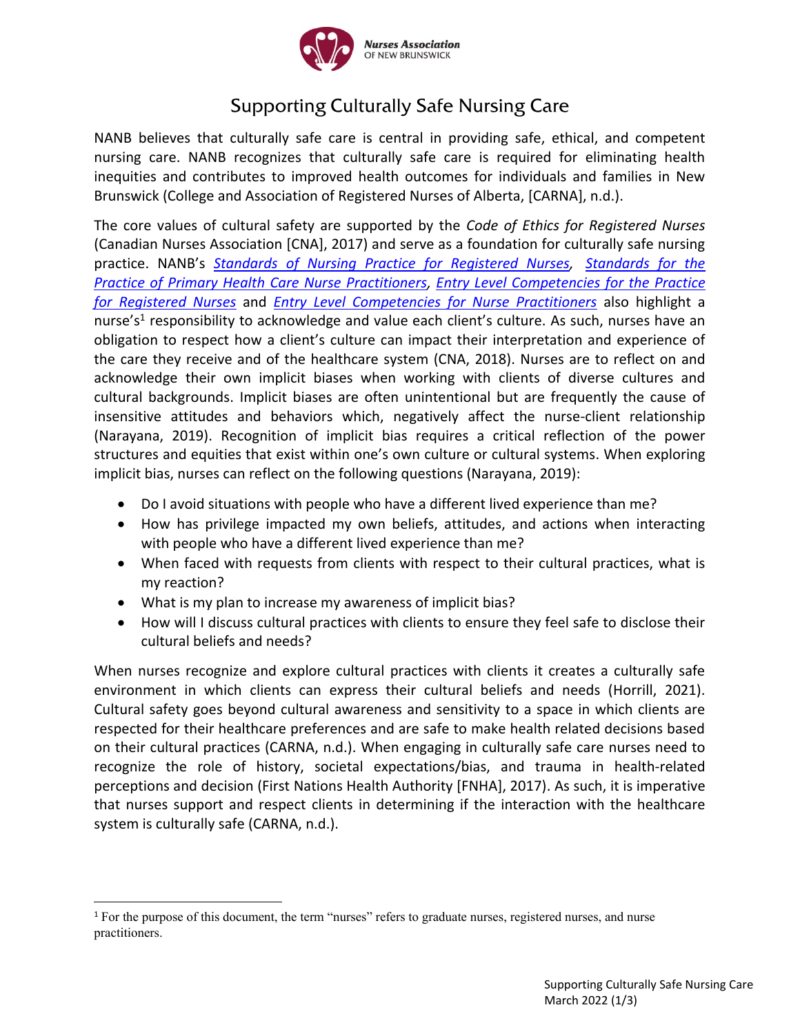# Supporting Culturally Safe Nursing Care

NANB believes that culturally safe care is central in providing safe, ethical, and competent nursing care. NANB recognizes that culturally safe care is required for eliminating health inequities and contributes to improved health outcomes for individuals and families in New Brunswick (College and Association of Registered Nurses of Alberta, [CARNA], n.d.).

The core values of cultural safety are supported by the *Code of Ethics for Registered Nurses* (Canadian Nurses Association [CNA], 2017) and serve as a foundation for culturally safe nursing practice. NANB's *Standards of Nursing Practice for Registered Nurses*, *Standards for the Practice of Primary Health Care Nurse Practitioners*, *Entry Level Competencies for the Practice for Registered Nurses* and *Entry Level Competencies for Nurse Practitioners* also highlight a nurse's[1] responsibility to acknowledge and value each client's culture. As such, nurses have an obligation to respect how a client's culture can impact their interpretation and experience of the care they receive and of the healthcare system (CNA, 2018). Nurses are to reflect on and acknowledge their own implicit biases when working with clients of diverse cultures and cultural backgrounds. Implicit biases are often unintentional but are frequently the cause of insensitive attitudes and behaviors which, negatively affect the nurse-client relationship (Narayana, 2019). Recognition of implicit bias requires a critical reflection of the power structures and equities that exist within one's own culture or cultural systems. When exploring implicit bias, nurses can reflect on the following questions (Narayana, 2019):

- Do I avoid situations with people who have a different lived experience than me?
- How has privilege impacted my own beliefs, attitudes, and actions when interacting with people who have a different lived experience than me?
- When faced with requests from clients with respect to their cultural practices, what is my reaction?
- What is my plan to increase my awareness of implicit bias?
- How will I discuss cultural practices with clients to ensure they feel safe to disclose their cultural beliefs and needs?

When nurses recognize and explore cultural practices with clients it creates a culturally safe environment in which clients can express their cultural beliefs and needs (Horrill, 2021). Cultural safety goes beyond cultural awareness and sensitivity to a space in which clients are respected for their healthcare preferences and are safe to make health related decisions based on their cultural practices (CARNA, n.d.). When engaging in culturally safe care nurses need to recognize the role of history, societal expectations/bias, and trauma in health-related perceptions and decision (First Nations Health Authority [FNHA], 2017). As such, it is imperative that nurses support and respect clients in determining if the interaction with the healthcare system is culturally safe (CARNA, n.d.).

[1] For the purpose of this document, the term "nurses" refers to graduate nurses, registered nurses, and nurse practitioners.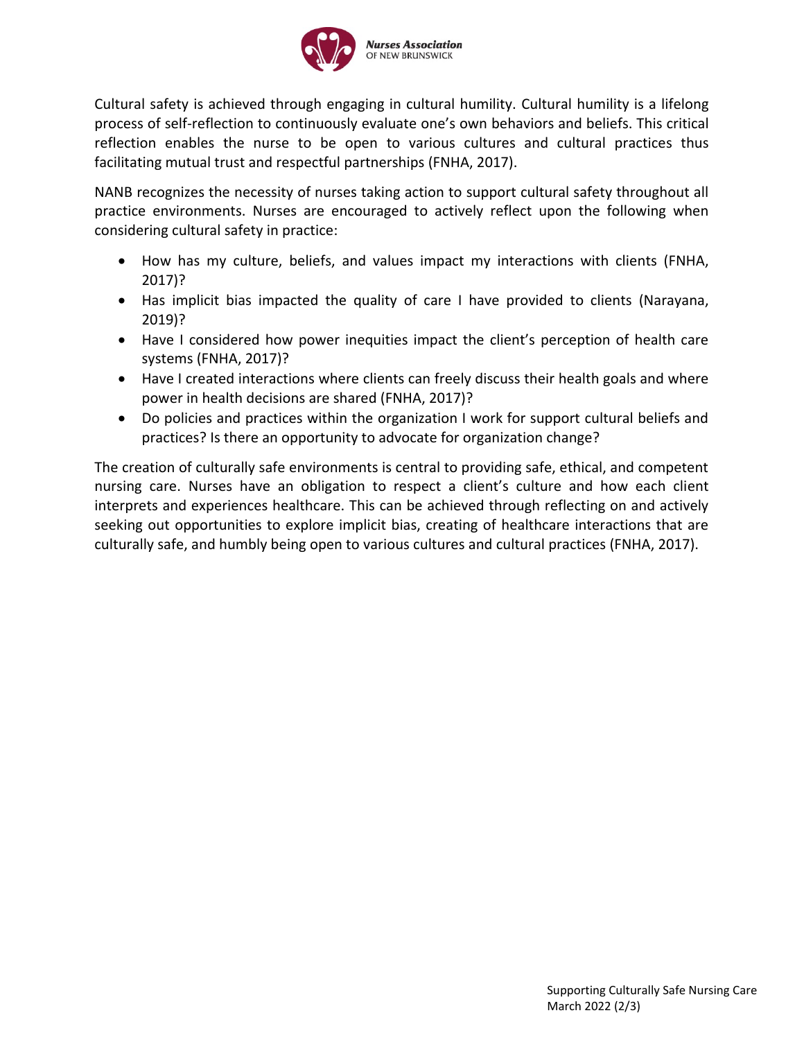Cultural safety is achieved through engaging in cultural humility. Cultural humility is a lifelong process of self-reflection to continuously evaluate one's own behaviors and beliefs. This critical reflection enables the nurse to be open to various cultures and cultural practices thus facilitating mutual trust and respectful partnerships (FNHA, 2017).

NANB recognizes the necessity of nurses taking action to support cultural safety throughout all practice environments. Nurses are encouraged to actively reflect upon the following when considering cultural safety in practice:

- How has my culture, beliefs, and values impact my interactions with clients (FNHA, 2017)?
- Has implicit bias impacted the quality of care I have provided to clients (Narayana, 2019)?
- Have I considered how power inequities impact the client's perception of health care systems (FNHA, 2017)?
- Have I created interactions where clients can freely discuss their health goals and where power in health decisions are shared (FNHA, 2017)?
- Do policies and practices within the organization I work for support cultural beliefs and practices? Is there an opportunity to advocate for organization change?

The creation of culturally safe environments is central to providing safe, ethical, and competent nursing care. Nurses have an obligation to respect a client's culture and how each client interprets and experiences healthcare. This can be achieved through reflecting on and actively seeking out opportunities to explore implicit bias, creating of healthcare interactions that are culturally safe, and humbly being open to various cultures and cultural practices (FNHA, 2017).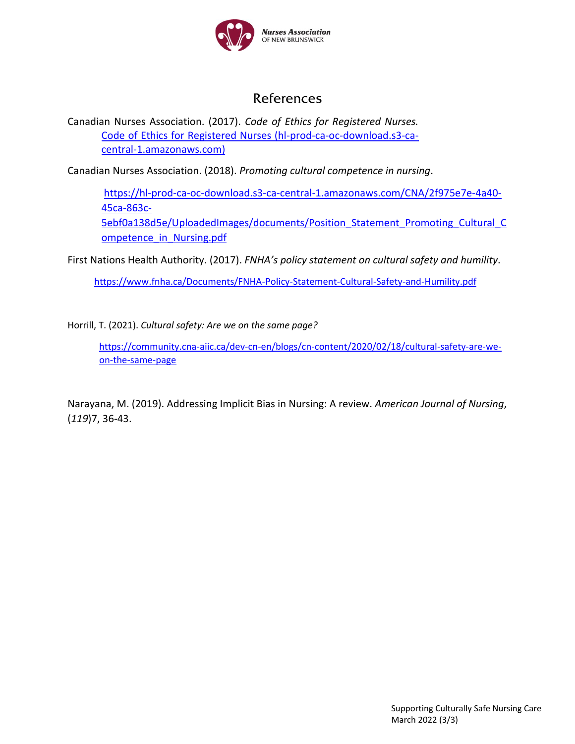# References

Canadian Nurses Association. (2017). *Code of Ethics for Registered Nurses.* [Code of Ethics for Registered Nurses (hl-prod-ca-oc-download.s3-ca-central-1.amazonaws.com)]

Canadian Nurses Association. (2018). *Promoting cultural competence in nursing*.

https://hl-prod-ca-oc-download.s3-ca-central-1.amazonaws.com/CNA/2f975e7e-4a40-45ca-863c-5ebf0a138d5e/UploadedImages/documents/Position_Statement_Promoting_Cultural_Competence_in_Nursing.pdf

First Nations Health Authority. (2017). *FNHA's policy statement on cultural safety and humility*.

https://www.fnha.ca/Documents/FNHA-Policy-Statement-Cultural-Safety-and-Humility.pdf

Horrill, T. (2021). *Cultural safety: Are we on the same page?*

https://community.cna-aiic.ca/dev-cn-en/blogs/cn-content/2020/02/18/cultural-safety-are-we-on-the-same-page

Narayana, M. (2019). Addressing Implicit Bias in Nursing: A review. *American Journal of Nursing*, (*119*)7, 36-43.